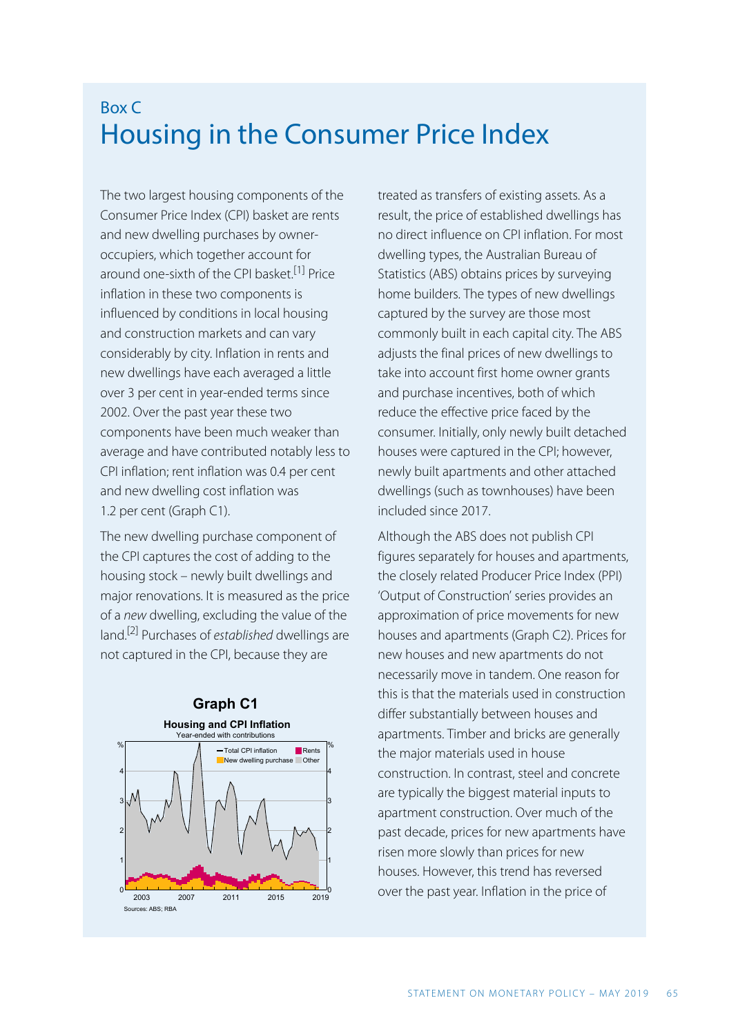Box C

# Housing in the Consumer Price Index

The two largest housing components of the Consumer Price Index (CPI) basket are rents and new dwelling purchases by owner-occupiers, which together account for around one-sixth of the CPI basket.[1] Price inflation in these two components is influenced by conditions in local housing and construction markets and can vary considerably by city. Inflation in rents and new dwellings have each averaged a little over 3 per cent in year-ended terms since 2002. Over the past year these two components have been much weaker than average and have contributed notably less to CPI inflation; rent inflation was 0.4 per cent and new dwelling cost inflation was 1.2 per cent (Graph C1).

The new dwelling purchase component of the CPI captures the cost of adding to the housing stock – newly built dwellings and major renovations. It is measured as the price of a *new* dwelling, excluding the value of the land.[2] Purchases of *established* dwellings are not captured in the CPI, because they are treated as transfers of existing assets. As a result, the price of established dwellings has no direct influence on CPI inflation. For most dwelling types, the Australian Bureau of Statistics (ABS) obtains prices by surveying home builders. The types of new dwellings captured by the survey are those most commonly built in each capital city. The ABS adjusts the final prices of new dwellings to take into account first home owner grants and purchase incentives, both of which reduce the effective price faced by the consumer. Initially, only newly built detached houses were captured in the CPI; however, newly built apartments and other attached dwellings (such as townhouses) have been included since 2017.

**Graph C1**

**Housing and CPI Inflation**

Year-ended with contributions

%

Total CPI inflation

Rents

New dwelling purchase

Other

0
1
2
3
4

2003
2007
2011
2015
2019

Sources: ABS; RBA

Although the ABS does not publish CPI figures separately for houses and apartments, the closely related Producer Price Index (PPI) 'Output of Construction' series provides an approximation of price movements for new houses and apartments (Graph C2). Prices for new houses and new apartments do not necessarily move in tandem. One reason for this is that the materials used in construction differ substantially between houses and apartments. Timber and bricks are generally the major materials used in house construction. In contrast, steel and concrete are typically the biggest material inputs to apartment construction. Over much of the past decade, prices for new apartments have risen more slowly than prices for new houses. However, this trend has reversed over the past year. Inflation in the price of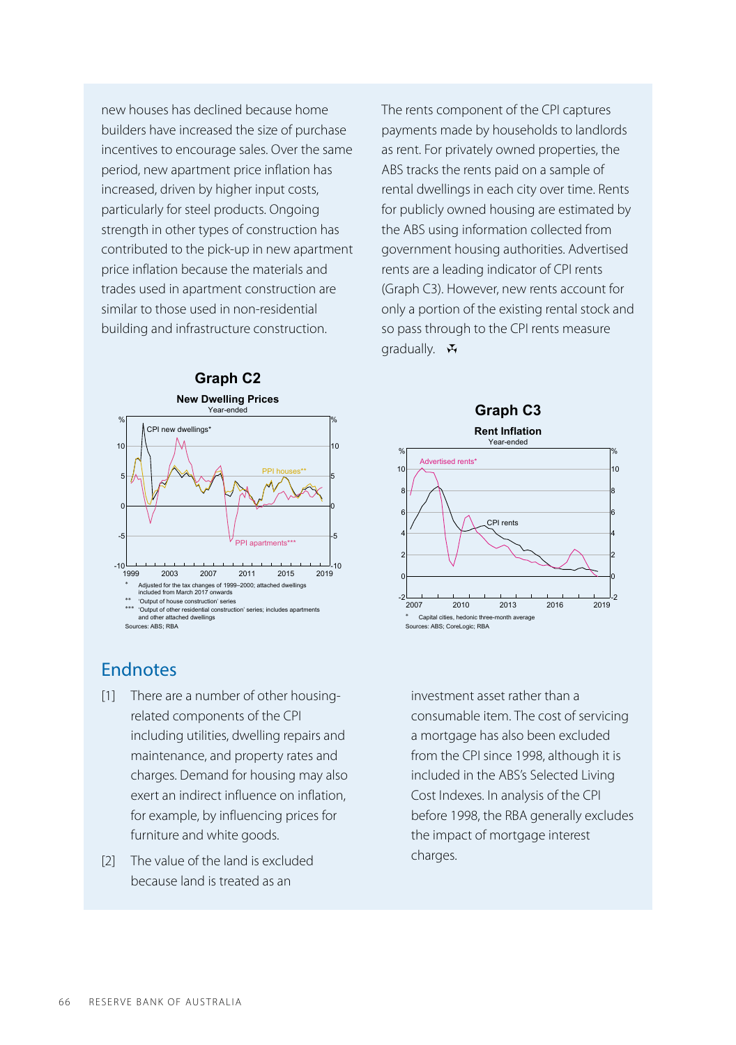new houses has declined because home builders have increased the size of purchase incentives to encourage sales. Over the same period, new apartment price inflation has increased, driven by higher input costs, particularly for steel products. Ongoing strength in other types of construction has contributed to the pick-up in new apartment price inflation because the materials and trades used in apartment construction are similar to those used in non-residential building and infrastructure construction.

The rents component of the CPI captures payments made by households to landlords as rent. For privately owned properties, the ABS tracks the rents paid on a sample of rental dwellings in each city over time. Rents for publicly owned housing are estimated by the ABS using information collected from government housing authorities. Advertised rents are a leading indicator of CPI rents (Graph C3). However, new rents account for only a portion of the existing rental stock and so pass through to the CPI rents measure gradually. ✠

**Graph C2**

**New Dwelling Prices**

Year-ended

%

10

5

0

-5

-10

1999

2003

2007

2011

2015

2019

CPI new dwellings*

PPI houses**

PPI apartments***

\* Adjusted for the tax changes of 1999–2000; attached dwellings included from March 2017 onwards

\*\* 'Output of house construction' series

\*\*\* 'Output of other residential construction' series; includes apartments and other attached dwellings

Sources: ABS; RBA

**Graph C3**

**Rent Inflation**

Year-ended

%

10

8

6

4

2

0

-2

2007

2010

2013

2016

2019

Advertised rents*

CPI rents

\* Capital cities, hedonic three-month average

Sources: ABS; CoreLogic; RBA

## Endnotes

[1] There are a number of other housing-related components of the CPI including utilities, dwelling repairs and maintenance, and property rates and charges. Demand for housing may also exert an indirect influence on inflation, for example, by influencing prices for furniture and white goods.

[2] The value of the land is excluded because land is treated as an investment asset rather than a consumable item. The cost of servicing a mortgage has also been excluded from the CPI since 1998, although it is included in the ABS's Selected Living Cost Indexes. In analysis of the CPI before 1998, the RBA generally excludes the impact of mortgage interest charges.